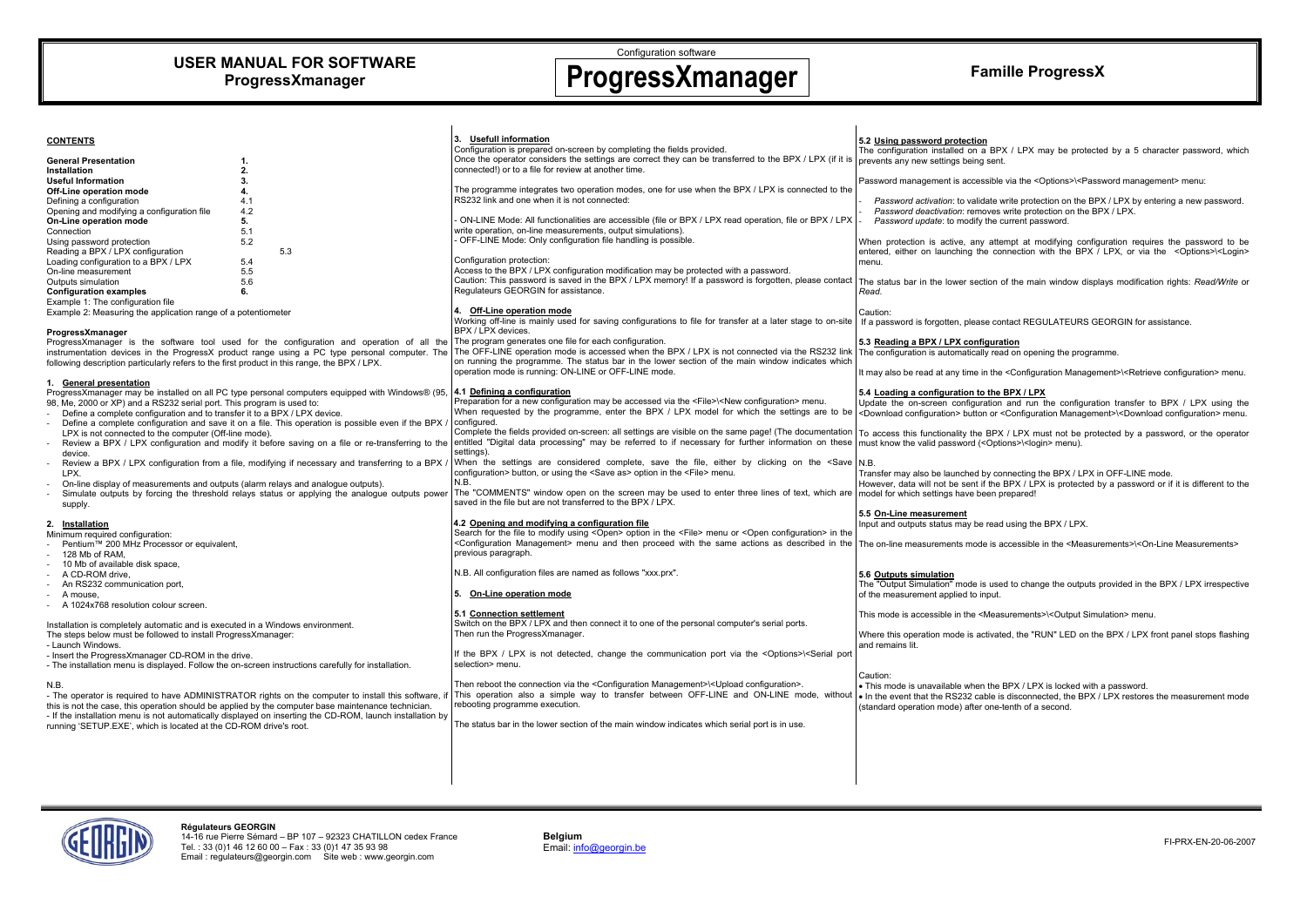# USER MANUAL FOR SOFTWARE ProgressXmanager

Configuration software

**ProgressXmanager**

**Famille ProgressX**

## CONTENTS

| | |
|---|---|
| **General Presentation** | **1.** |
| **Installation** | **2.** |
| **Useful Information** | **3.** |
| **Off-Line operation mode** | **4.** |
| Defining a configuration | 4.1 |
| Opening and modifying a configuration file | 4.2 |
| **On-Line operation mode** | **5.** |
| Connection | 5.1 |
| Using password protection | 5.2 |
| Reading a BPX / LPX configuration | 5.3 |
| Loading configuration to a BPX / LPX | 5.4 |
| On-line measurement | 5.5 |
| Outputs simulation | 5.6 |
| **Configuration examples** | **6.** |
| Example 1: The configuration file | |
| Example 2: Measuring the application range of a potentiometer | |

**ProgressXmanager**

ProgressXmanager is the software tool used for the configuration and operation of all the instrumentation devices in the ProgressX product range using a PC type personal computer. The following description particularly refers to the first product in this range, the BPX / LPX.

## 1. General presentation

ProgressXmanager may be installed on all PC type personal computers equipped with Windows® (95, 98, Me, 2000 or XP) and a RS232 serial port. This program is used to:

- Define a complete configuration and to transfer it to a BPX / LPX device.
- Define a complete configuration and save it on a file. This operation is possible even if the BPX / LPX is not connected to the computer (Off-line mode).
- Review a BPX / LPX configuration and modify it before saving on a file or re-transferring to the device.
- Review a BPX / LPX configuration from a file, modifying if necessary and transferring to a BPX / LPX.
- On-line display of measurements and outputs (alarm relays and analogue outputs).
- Simulate outputs by forcing the threshold relays status or applying the analogue outputs power supply.

## 2. Installation

Minimum required configuration:

- Pentium™ 200 MHz Processor or equivalent,
- 128 Mb of RAM,
- 10 Mb of available disk space,
- A CD-ROM drive,
- An RS232 communication port,
- A mouse,
- A 1024x768 resolution colour screen.

Installation is completely automatic and is executed in a Windows environment.
The steps below must be followed to install ProgressXmanager:
- Launch Windows.
- Insert the ProgressXmanager CD-ROM in the drive.
- The installation menu is displayed. Follow the on-screen instructions carefully for installation.

N.B.
- The operator is required to have ADMINISTRATOR rights on the computer to install this software, if this is not the case, this operation should be applied by the computer base maintenance technician.
- If the installation menu is not automatically displayed on inserting the CD-ROM, launch installation by running 'SETUP.EXE', which is located at the CD-ROM drive's root.

## 3. Usefull information

Configuration is prepared on-screen by completing the fields provided.
Once the operator considers the settings are correct they can be transferred to the BPX / LPX (if it is connected!) or to a file for review at another time.

The programme integrates two operation modes, one for use when the BPX / LPX is connected to the RS232 link and one when it is not connected:

- ON-LINE Mode: All functionalities are accessible (file or BPX / LPX read operation, file or BPX / LPX write operation, on-line measurements, output simulations).
- OFF-LINE Mode: Only configuration file handling is possible.

Configuration protection:
Access to the BPX / LPX configuration modification may be protected with a password.
Caution: This password is saved in the BPX / LPX memory! If a password is forgotten, please contact Regulateurs GEORGIN for assistance.

## 4. Off-Line operation mode

Working off-line is mainly used for saving configurations to file for transfer at a later stage to on-site BPX / LPX devices.
The program generates one file for each configuration.
The OFF-LINE operation mode is accessed when the BPX / LPX is not connected via the RS232 link on running the programme. The status bar in the lower section of the main window indicates which operation mode is running: ON-LINE or OFF-LINE mode.

### 4.1 Defining a configuration

Preparation for a new configuration may be accessed via the <File>\<New configuration> menu.
When requested by the programme, enter the BPX / LPX model for which the settings are to be configured.
Complete the fields provided on-screen: all settings are visible on the same page! (The documentation entitled "Digital data processing" may be referred to if necessary for further information on these settings).
When the settings are considered complete, save the file, either by clicking on the <Save configuration> button, or using the <Save as> option in the <File> menu.
N.B.
The "COMMENTS" window open on the screen may be used to enter three lines of text, which are saved in the file but are not transferred to the BPX / LPX.

### 4.2 Opening and modifying a configuration file

Search for the file to modify using <Open> option in the <File> menu or <Open configuration> in the <Configuration Management> menu and then proceed with the same actions as described in the previous paragraph.

N.B. All configuration files are named as follows "xxx.prx".

## 5. On-Line operation mode

### 5.1 Connection settlement

Switch on the BPX / LPX and then connect it to one of the personal computer's serial ports.
Then run the ProgressXmanager.

If the BPX / LPX is not detected, change the communication port via the <Options>\<Serial port selection> menu.

Then reboot the connection via the <Configuration Management>\<Upload configuration>.
This operation also a simple way to transfer between OFF-LINE and ON-LINE mode, without rebooting programme execution.

The status bar in the lower section of the main window indicates which serial port is in use.

### 5.2 Using password protection

The configuration installed on a BPX / LPX may be protected by a 5 character password, which prevents any new settings being sent.

Password management is accessible via the <Options>\<Password management> menu:

- *Password activation*: to validate write protection on the BPX / LPX by entering a new password.
- *Password deactivation*: removes write protection on the BPX / LPX.
- *Password update*: to modify the current password.

When protection is active, any attempt at modifying configuration requires the password to be entered, either on launching the connection with the BPX / LPX, or via the <Options>\<Login> menu.

The status bar in the lower section of the main window displays modification rights: *Read/Write* or *Read*.

Caution:
If a password is forgotten, please contact REGULATEURS GEORGIN for assistance.

### 5.3 Reading a BPX / LPX configuration

The configuration is automatically read on opening the programme.

It may also be read at any time in the <Configuration Management>\<Retrieve configuration> menu.

### 5.4 Loading a configuration to the BPX / LPX

Update the on-screen configuration and run the configuration transfer to BPX / LPX using the <Download configuration> button or <Configuration Management>\<Download configuration> menu.

To access this functionality the BPX / LPX must not be protected by a password, or the operator must know the valid password (<Options>\<login> menu).

N.B.
Transfer may also be launched by connecting the BPX / LPX in OFF-LINE mode.
However, data will not be sent if the BPX / LPX is protected by a password or if it is different to the model for which settings have been prepared!

### 5.5 On-Line measurement

Input and outputs status may be read using the BPX / LPX.

The on-line measurements mode is accessible in the <Measurements>\<On-Line Measurements>

### 5.6 Outputs simulation

The "Output Simulation" mode is used to change the outputs provided in the BPX / LPX irrespective of the measurement applied to input.

This mode is accessible in the <Measurements>\<Output Simulation> menu.

Where this operation mode is activated, the "RUN" LED on the BPX / LPX front panel stops flashing and remains lit.

Caution:
- This mode is unavailable when the BPX / LPX is locked with a password.
- In the event that the RS232 cable is disconnected, the BPX / LPX restores the measurement mode (standard operation mode) after one-tenth of a second.

**Régulateurs GEORGIN**
14-16 rue Pierre Sémard – BP 107 – 92323 CHATILLON cedex France
Tel. : 33 (0)1 46 12 60 00 – Fax : 33 (0)1 47 35 93 98
Email : regulateurs@georgin.com Site web : www.georgin.com

**Belgium**
Email: info@georgin.be

FI-PRX-EN-20-06-2007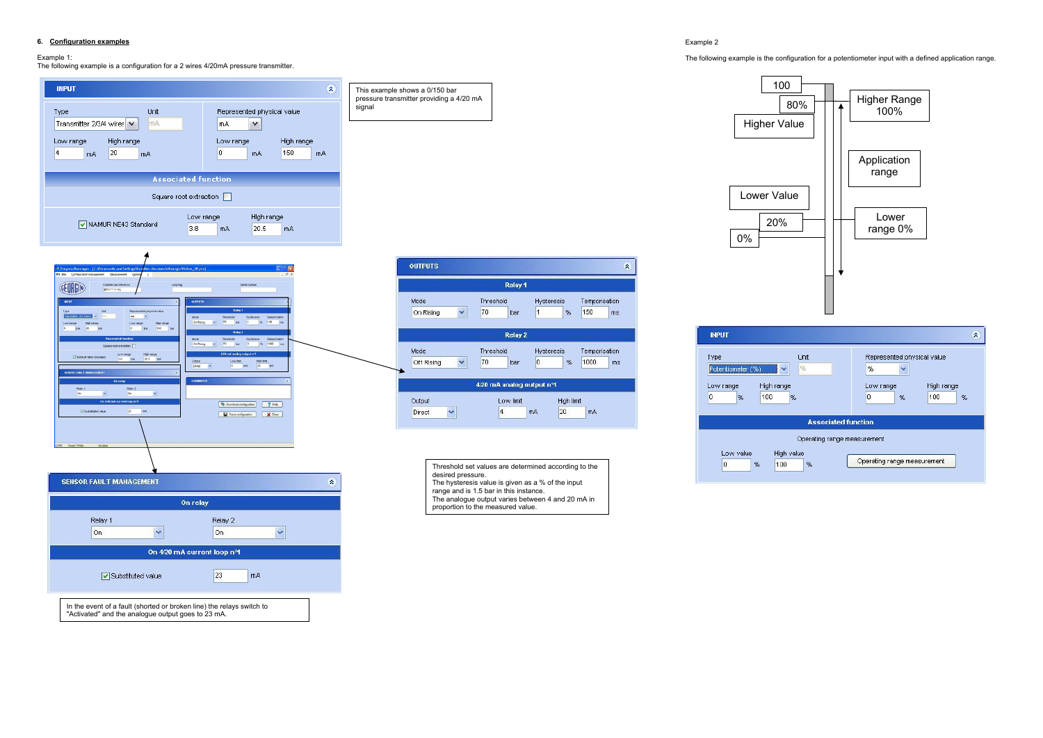## 6. Configuration examples

Example 1:

The following example is a configuration for a 2 wires 4/20mA pressure transmitter.

**INPUT**

Type: Transmitter 2/3/4 wires — Unit: mA

Low range: 4 mA — High range: 20 mA

Represented physical value: mA

Low range: 0 mA — High range: 150 mA

**Associated function**

Square root extraction ☐

☑ NAMUR NE43 Standard — Low range: 3.8 mA — High range: 20.5 mA

This example shows a 0/150 bar pressure transmitter providing a 4/20 mA signal

**OUTPUTS**

**Relay 1**

| Mode | Threshold | Hysteresis | Temporisation |
|---|---|---|---|
| On Rising | 70 bar | 1 % | 150 ms |

**Relay 2**

| Mode | Threshold | Hysteresis | Temporisation |
|---|---|---|---|
| Off Rising | 70 bar | 0 % | 1000 ms |

**4/20 mA analog output n°1**

| Output | Low limit | High limit |
|---|---|---|
| Direct | 4 mA | 20 mA |

Threshold set values are determined according to the desired pressure.
The hysteresis value is given as a % of the input range and is 1.5 bar in this instance.
The analogue output varies between 4 and 20 mA in proportion to the measured value.

**SENSOR FAULT MANAGEMENT**

**On relay**

Relay 1: On — Relay 2: On

**On 4/20 mA current loop n°1**

☑ Substituted value: 23 mA

In the event of a fault (shorted or broken line) the relays switch to "Activated" and the analogue output goes to 23 mA.

Example 2

The following example is the configuration for a potentiometer input with a defined application range.

100

80%

Higher Value

Higher Range 100%

Application range

Lower Value

20%

0%

Lower range 0%

**INPUT**

Type: Potentiometer (%) — Unit: %

Low range: 0 % — High range: 100 %

Represented physical value: %

Low range: 0 % — High range: 100 %

**Associated function**

Operating range measurement

Low value: 0 % — High value: 100 %

Operating range measurement